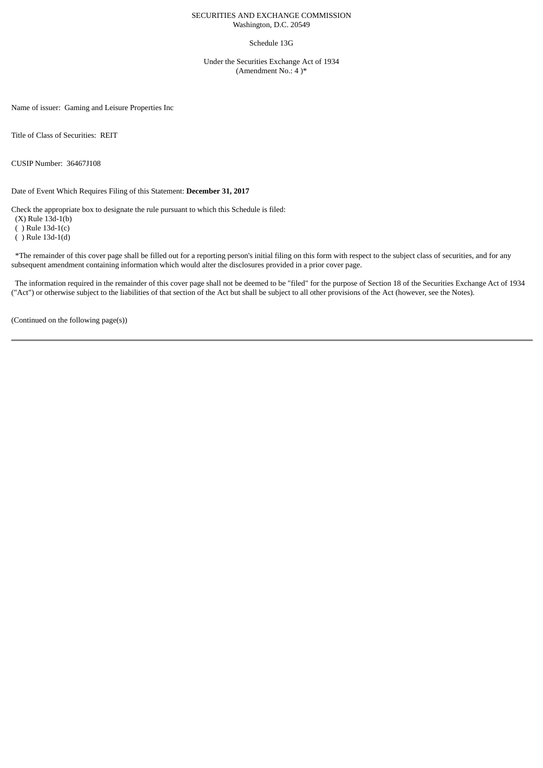SECURITIES AND EXCHANGE COMMISSION
Washington, D.C. 20549

Schedule 13G

Under the Securities Exchange Act of 1934
(Amendment No.: 4 )*

Name of issuer: Gaming and Leisure Properties Inc

Title of Class of Securities: REIT

CUSIP Number: 36467J108

Date of Event Which Requires Filing of this Statement: **December 31, 2017**

Check the appropriate box to designate the rule pursuant to which this Schedule is filed:
(X) Rule 13d-1(b)
( ) Rule 13d-1(c)
( ) Rule 13d-1(d)

*The remainder of this cover page shall be filled out for a reporting person's initial filing on this form with respect to the subject class of securities, and for any subsequent amendment containing information which would alter the disclosures provided in a prior cover page.

The information required in the remainder of this cover page shall not be deemed to be "filed" for the purpose of Section 18 of the Securities Exchange Act of 1934 ("Act") or otherwise subject to the liabilities of that section of the Act but shall be subject to all other provisions of the Act (however, see the Notes).

(Continued on the following page(s))

---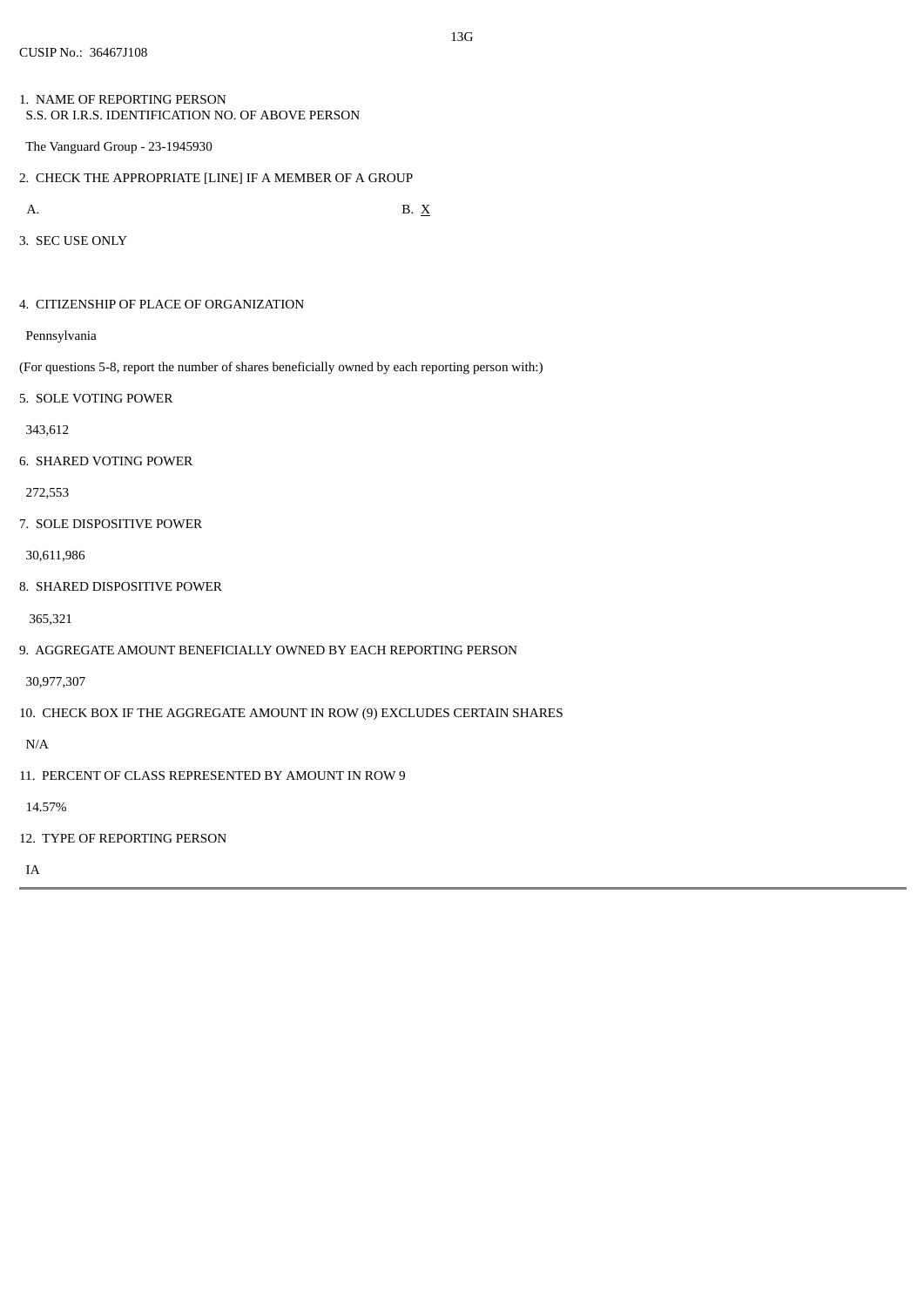13G

CUSIP No.: 36467J108

1. NAME OF REPORTING PERSON
 S.S. OR I.R.S. IDENTIFICATION NO. OF ABOVE PERSON

 The Vanguard Group - 23-1945930

2. CHECK THE APPROPRIATE [LINE] IF A MEMBER OF A GROUP

 A. B. X

3. SEC USE ONLY

4. CITIZENSHIP OF PLACE OF ORGANIZATION

 Pennsylvania

(For questions 5-8, report the number of shares beneficially owned by each reporting person with:)

5. SOLE VOTING POWER

 343,612

6. SHARED VOTING POWER

 272,553

7. SOLE DISPOSITIVE POWER

 30,611,986

8. SHARED DISPOSITIVE POWER

 365,321

9. AGGREGATE AMOUNT BENEFICIALLY OWNED BY EACH REPORTING PERSON

 30,977,307

10. CHECK BOX IF THE AGGREGATE AMOUNT IN ROW (9) EXCLUDES CERTAIN SHARES

 N/A

11. PERCENT OF CLASS REPRESENTED BY AMOUNT IN ROW 9

 14.57%

12. TYPE OF REPORTING PERSON

 IA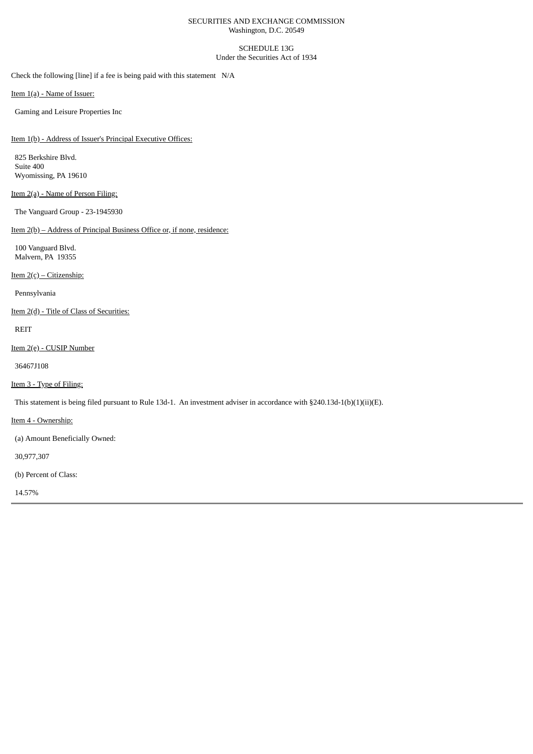SECURITIES AND EXCHANGE COMMISSION
Washington, D.C. 20549

SCHEDULE 13G
Under the Securities Act of 1934

Check the following [line] if a fee is being paid with this statement N/A

Item 1(a) - Name of Issuer:

Gaming and Leisure Properties Inc

Item 1(b) - Address of Issuer's Principal Executive Offices:

825 Berkshire Blvd.
Suite 400
Wyomissing, PA 19610

Item 2(a) - Name of Person Filing:

The Vanguard Group - 23-1945930

Item 2(b) – Address of Principal Business Office or, if none, residence:

100 Vanguard Blvd.
Malvern, PA 19355

Item 2(c) – Citizenship:

Pennsylvania

Item 2(d) - Title of Class of Securities:

REIT

Item 2(e) - CUSIP Number

36467J108

Item 3 - Type of Filing:

This statement is being filed pursuant to Rule 13d-1. An investment adviser in accordance with §240.13d-1(b)(1)(ii)(E).

Item 4 - Ownership:

(a) Amount Beneficially Owned:

30,977,307

(b) Percent of Class:

14.57%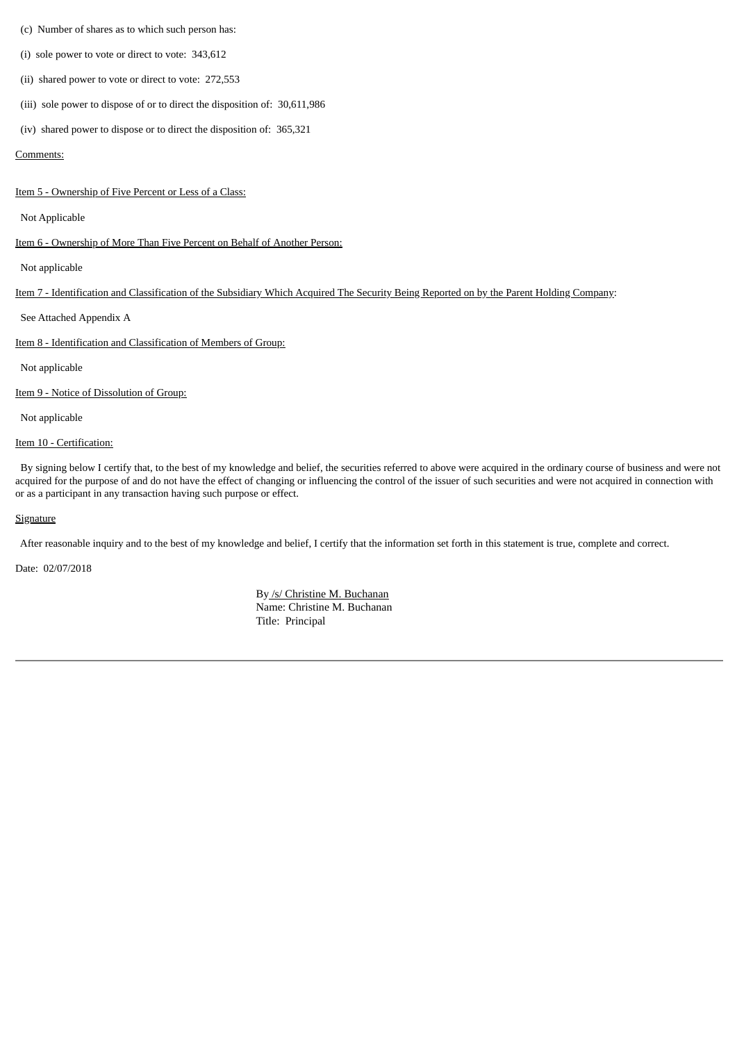(c) Number of shares as to which such person has:

(i) sole power to vote or direct to vote: 343,612

(ii) shared power to vote or direct to vote: 272,553

(iii) sole power to dispose of or to direct the disposition of: 30,611,986

(iv) shared power to dispose or to direct the disposition of: 365,321

Comments:

Item 5 - Ownership of Five Percent or Less of a Class:

Not Applicable

Item 6 - Ownership of More Than Five Percent on Behalf of Another Person:

Not applicable

Item 7 - Identification and Classification of the Subsidiary Which Acquired The Security Being Reported on by the Parent Holding Company:

See Attached Appendix A

Item 8 - Identification and Classification of Members of Group:

Not applicable

Item 9 - Notice of Dissolution of Group:

Not applicable

Item 10 - Certification:

By signing below I certify that, to the best of my knowledge and belief, the securities referred to above were acquired in the ordinary course of business and were not acquired for the purpose of and do not have the effect of changing or influencing the control of the issuer of such securities and were not acquired in connection with or as a participant in any transaction having such purpose or effect.

Signature

After reasonable inquiry and to the best of my knowledge and belief, I certify that the information set forth in this statement is true, complete and correct.

Date: 02/07/2018

By /s/ Christine M. Buchanan
Name: Christine M. Buchanan
Title: Principal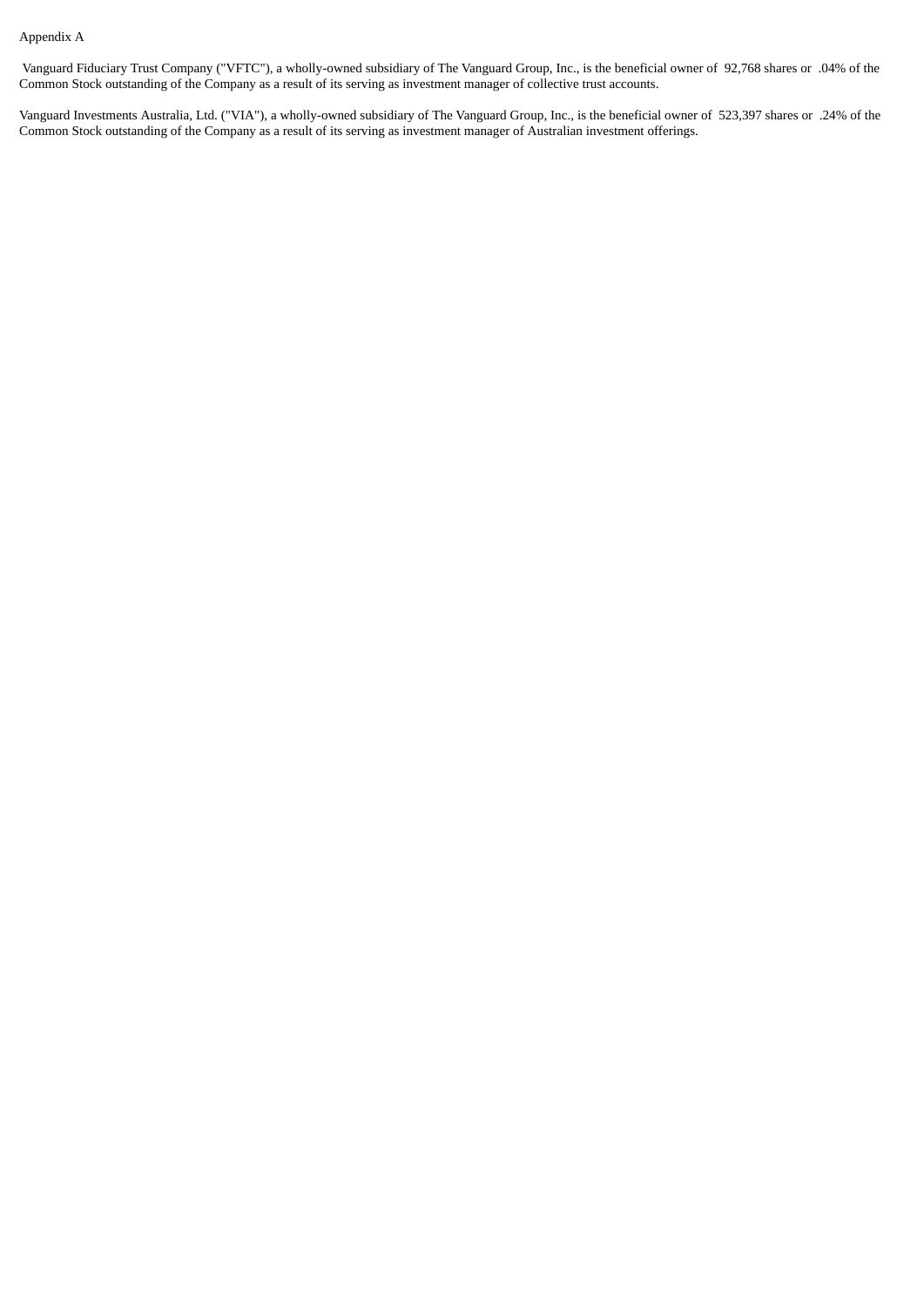Appendix A

Vanguard Fiduciary Trust Company ("VFTC"), a wholly-owned subsidiary of The Vanguard Group, Inc., is the beneficial owner of 92,768 shares or .04% of the Common Stock outstanding of the Company as a result of its serving as investment manager of collective trust accounts.

Vanguard Investments Australia, Ltd. ("VIA"), a wholly-owned subsidiary of The Vanguard Group, Inc., is the beneficial owner of 523,397 shares or .24% of the Common Stock outstanding of the Company as a result of its serving as investment manager of Australian investment offerings.